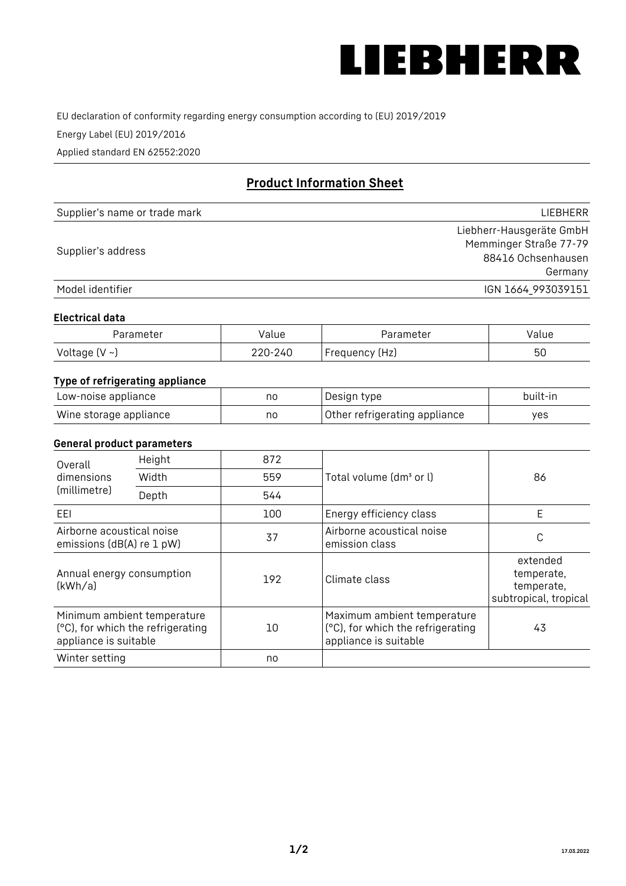LIEBHERR

EU declaration of conformity regarding energy consumption according to (EU) 2019/2019

Energy Label (EU) 2019/2016

Applied standard EN 62552:2020

## Product Information Sheet

| | |
|---|---|
| Supplier's name or trade mark | LIEBHERR |
| Supplier's address | Liebherr-Hausgeräte GmbH<br>Memminger Straße 77-79<br>88416 Ochsenhausen<br>Germany |
| Model identifier | IGN 1664_993039151 |

### Electrical data

| Parameter | Value | Parameter | Value |
|---|---|---|---|
| Voltage (V ~) | 220-240 | Frequency (Hz) | 50 |

### Type of refrigerating appliance

| | | | |
|---|---|---|---|
| Low-noise appliance | no | Design type | built-in |
| Wine storage appliance | no | Other refrigerating appliance | yes |

### General product parameters

| | | | | |
|---|---|---|---|---|
| Overall dimensions (millimetre) | Height | 872 | Total volume (dm³ or l) | 86 |
| | Width | 559 | | |
| | Depth | 544 | | |
| EEI | | 100 | Energy efficiency class | E |
| Airborne acoustical noise emissions (dB(A) re 1 pW) | | 37 | Airborne acoustical noise emission class | C |
| Annual energy consumption (kWh/a) | | 192 | Climate class | extended temperate, temperate, subtropical, tropical |
| Minimum ambient temperature (°C), for which the refrigerating appliance is suitable | | 10 | Maximum ambient temperature (°C), for which the refrigerating appliance is suitable | 43 |
| Winter setting | | no | | |

17.03.2022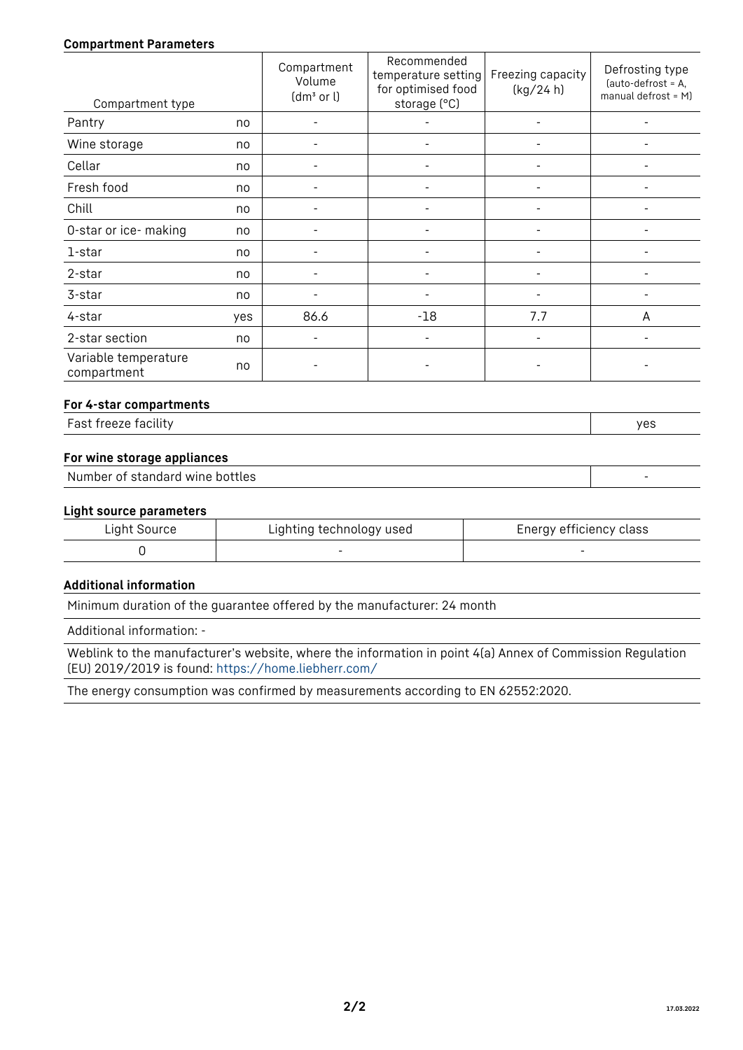**Compartment Parameters**

| Compartment type | | Compartment Volume (dm³ or l) | Recommended temperature setting for optimised food storage (°C) | Freezing capacity (kg/24 h) | Defrosting type (auto-defrost = A, manual defrost = M) |
|---|---|---|---|---|---|
| Pantry | no | - | - | - | - |
| Wine storage | no | - | - | - | - |
| Cellar | no | - | - | - | - |
| Fresh food | no | - | - | - | - |
| Chill | no | - | - | - | - |
| 0-star or ice- making | no | - | - | - | - |
| 1-star | no | - | - | - | - |
| 2-star | no | - | - | - | - |
| 3-star | no | - | - | - | - |
| 4-star | yes | 86.6 | -18 | 7.7 | A |
| 2-star section | no | - | - | - | - |
| Variable temperature compartment | no | - | - | - | - |

**For 4-star compartments**

| | |
|---|---|
| Fast freeze facility | yes |

**For wine storage appliances**

| | |
|---|---|
| Number of standard wine bottles | - |

**Light source parameters**

| Light Source | Lighting technology used | Energy efficiency class |
|---|---|---|
| 0 | - | - |

**Additional information**

Minimum duration of the guarantee offered by the manufacturer: 24 month

Additional information: -

Weblink to the manufacturer's website, where the information in point 4(a) Annex of Commission Regulation (EU) 2019/2019 is found: https://home.liebherr.com/

The energy consumption was confirmed by measurements according to EN 62552:2020.

17.03.2022